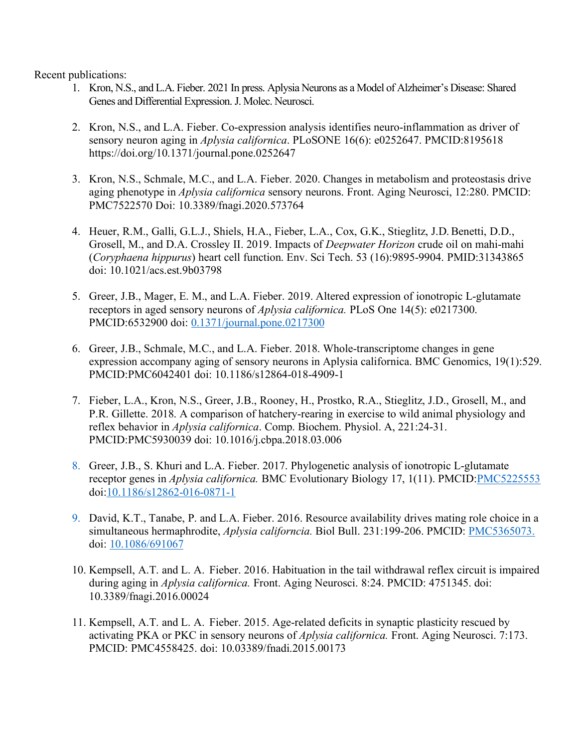Recent publications:

1. Kron, N.S., and L.A. Fieber. 2021 In press. Aplysia Neurons as a Model of Alzheimer's Disease: Shared Genes and Differential Expression. J. Molec. Neurosci.

2. Kron, N.S., and L.A. Fieber. Co-expression analysis identifies neuro-inflammation as driver of sensory neuron aging in *Aplysia californica*. PLoSONE 16(6): e0252647. PMCID:8195618 https://doi.org/10.1371/journal.pone.0252647

3. Kron, N.S., Schmale, M.C., and L.A. Fieber. 2020. Changes in metabolism and proteostasis drive aging phenotype in *Aplysia californica* sensory neurons. Front. Aging Neurosci, 12:280. PMCID: PMC7522570 Doi: 10.3389/fnagi.2020.573764

4. Heuer, R.M., Galli, G.L.J., Shiels, H.A., Fieber, L.A., Cox, G.K., Stieglitz, J.D. Benetti, D.D., Grosell, M., and D.A. Crossley II. 2019. Impacts of *Deepwater Horizon* crude oil on mahi-mahi (*Coryphaena hippurus*) heart cell function. Env. Sci Tech. 53 (16):9895-9904. PMID:31343865 doi: 10.1021/acs.est.9b03798

5. Greer, J.B., Mager, E. M., and L.A. Fieber. 2019. Altered expression of ionotropic L-glutamate receptors in aged sensory neurons of *Aplysia californica.* PLoS One 14(5): e0217300. PMCID:6532900 doi: 0.1371/journal.pone.0217300

6. Greer, J.B., Schmale, M.C., and L.A. Fieber. 2018. Whole-transcriptome changes in gene expression accompany aging of sensory neurons in Aplysia californica. BMC Genomics, 19(1):529. PMCID:PMC6042401 doi: 10.1186/s12864-018-4909-1

7. Fieber, L.A., Kron, N.S., Greer, J.B., Rooney, H., Prostko, R.A., Stieglitz, J.D., Grosell, M., and P.R. Gillette. 2018. A comparison of hatchery-rearing in exercise to wild animal physiology and reflex behavior in *Aplysia californica*. Comp. Biochem. Physiol. A, 221:24-31. PMCID:PMC5930039 doi: 10.1016/j.cbpa.2018.03.006

8. Greer, J.B., S. Khuri and L.A. Fieber. 2017. Phylogenetic analysis of ionotropic L-glutamate receptor genes in *Aplysia californica.* BMC Evolutionary Biology 17, 1(11). PMCID:PMC5225553 doi:10.1186/s12862-016-0871-1

9. David, K.T., Tanabe, P. and L.A. Fieber. 2016. Resource availability drives mating role choice in a simultaneous hermaphrodite, *Aplysia californcia.* Biol Bull. 231:199-206. PMCID: PMC5365073. doi: 10.1086/691067

10. Kempsell, A.T. and L. A. Fieber. 2016. Habituation in the tail withdrawal reflex circuit is impaired during aging in *Aplysia californica.* Front. Aging Neurosci. 8:24. PMCID: 4751345. doi: 10.3389/fnagi.2016.00024

11. Kempsell, A.T. and L. A. Fieber. 2015. Age-related deficits in synaptic plasticity rescued by activating PKA or PKC in sensory neurons of *Aplysia californica.* Front. Aging Neurosci. 7:173. PMCID: PMC4558425. doi: 10.03389/fnadi.2015.00173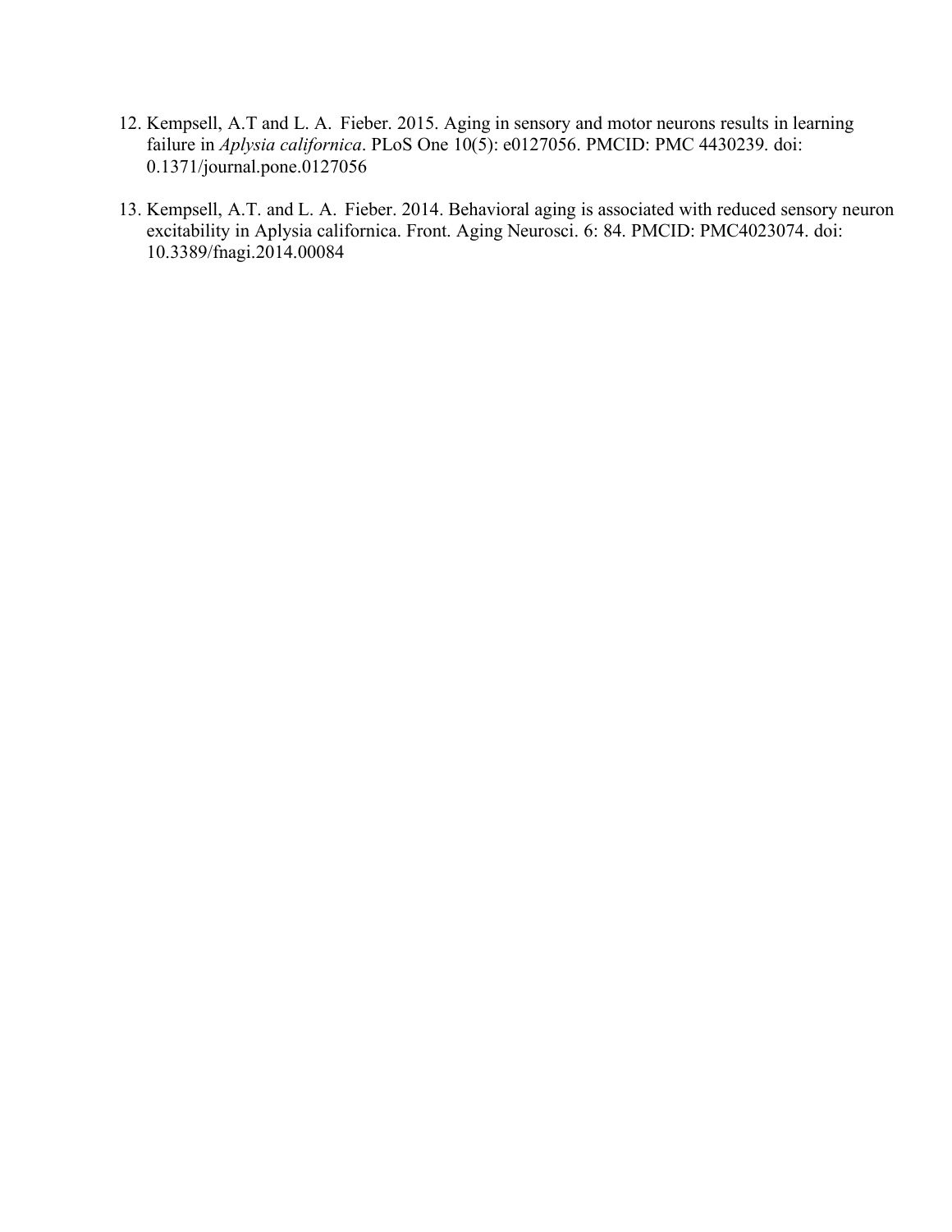12. Kempsell, A.T and L. A. Fieber. 2015. Aging in sensory and motor neurons results in learning failure in *Aplysia californica*. PLoS One 10(5): e0127056. PMCID: PMC 4430239. doi: 0.1371/journal.pone.0127056

13. Kempsell, A.T. and L. A. Fieber. 2014. Behavioral aging is associated with reduced sensory neuron excitability in Aplysia californica. Front. Aging Neurosci. 6: 84. PMCID: PMC4023074. doi: 10.3389/fnagi.2014.00084